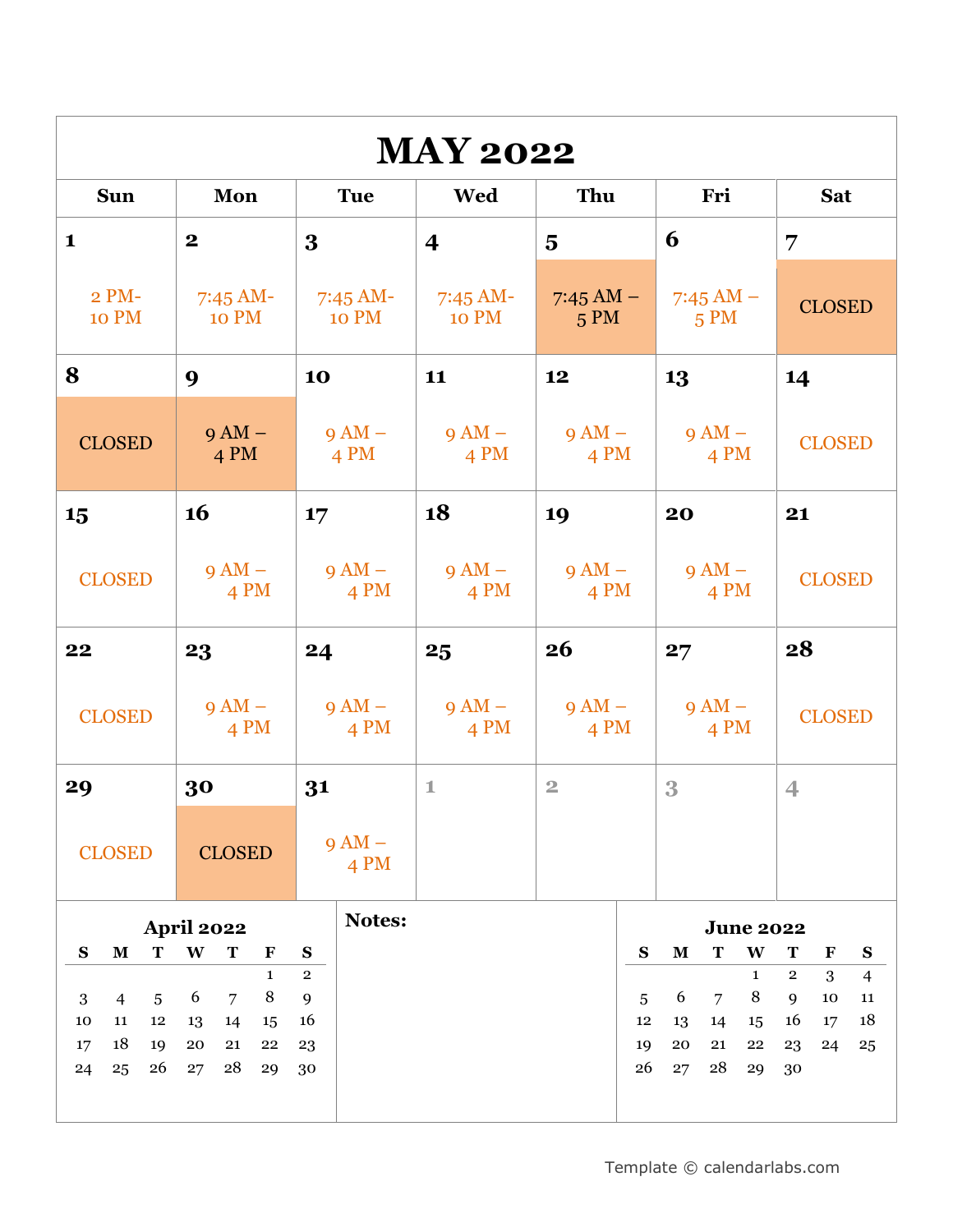# MAY 2022

| Sun | Mon | Tue | Wed | Thu | Fri | Sat |
|---|---|---|---|---|---|---|
| **1** 2 PM-10 PM | **2** 7:45 AM-10 PM | **3** 7:45 AM-10 PM | **4** 7:45 AM-10 PM | **5** 7:45 AM – 5 PM | **6** 7:45 AM – 5 PM | **7** CLOSED |
| **8** CLOSED | **9** 9 AM – 4 PM | **10** 9 AM – 4 PM | **11** 9 AM – 4 PM | **12** 9 AM – 4 PM | **13** 9 AM – 4 PM | **14** CLOSED |
| **15** CLOSED | **16** 9 AM – 4 PM | **17** 9 AM – 4 PM | **18** 9 AM – 4 PM | **19** 9 AM – 4 PM | **20** 9 AM – 4 PM | **21** CLOSED |
| **22** CLOSED | **23** 9 AM – 4 PM | **24** 9 AM – 4 PM | **25** 9 AM – 4 PM | **26** 9 AM – 4 PM | **27** 9 AM – 4 PM | **28** CLOSED |
| **29** CLOSED | **30** CLOSED | **31** 9 AM – 4 PM | 1 | 2 | 3 | 4 |

**April 2022**

| S | M | T | W | T | F | S |
|---|---|---|---|---|---|---|
| | | | | | 1 | 2 |
| 3 | 4 | 5 | 6 | 7 | 8 | 9 |
| 10 | 11 | 12 | 13 | 14 | 15 | 16 |
| 17 | 18 | 19 | 20 | 21 | 22 | 23 |
| 24 | 25 | 26 | 27 | 28 | 29 | 30 |

**Notes:**

**June 2022**

| S | M | T | W | T | F | S |
|---|---|---|---|---|---|---|
| | | | 1 | 2 | 3 | 4 |
| 5 | 6 | 7 | 8 | 9 | 10 | 11 |
| 12 | 13 | 14 | 15 | 16 | 17 | 18 |
| 19 | 20 | 21 | 22 | 23 | 24 | 25 |
| 26 | 27 | 28 | 29 | 30 | | |

Template © calendarlabs.com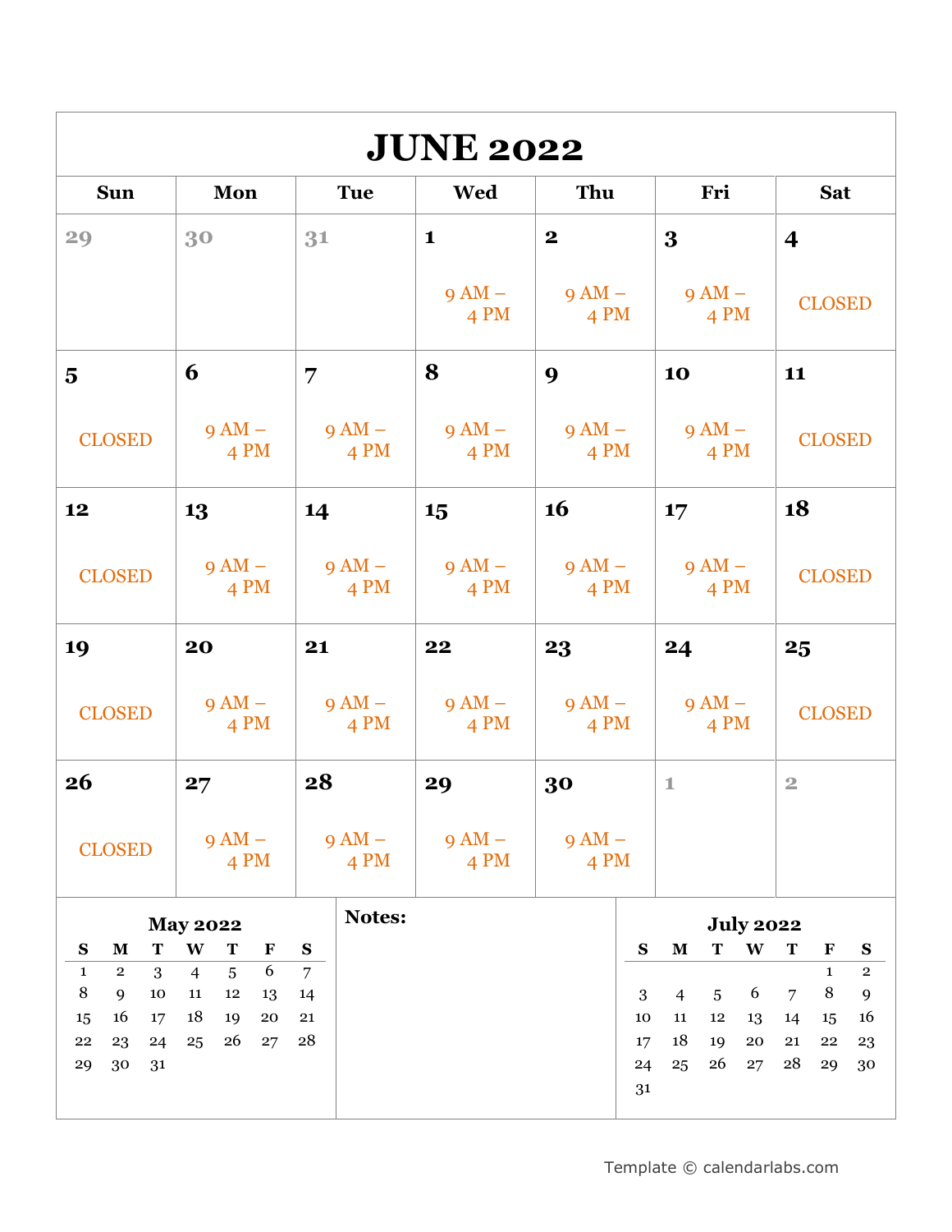# JUNE 2022

| Sun | Mon | Tue | Wed | Thu | Fri | Sat |
|---|---|---|---|---|---|---|
| 29 | 30 | 31 | 1<br>9 AM – 4 PM | 2<br>9 AM – 4 PM | 3<br>9 AM – 4 PM | 4<br>CLOSED |
| 5<br>CLOSED | 6<br>9 AM – 4 PM | 7<br>9 AM – 4 PM | 8<br>9 AM – 4 PM | 9<br>9 AM – 4 PM | 10<br>9 AM – 4 PM | 11<br>CLOSED |
| 12<br>CLOSED | 13<br>9 AM – 4 PM | 14<br>9 AM – 4 PM | 15<br>9 AM – 4 PM | 16<br>9 AM – 4 PM | 17<br>9 AM – 4 PM | 18<br>CLOSED |
| 19<br>CLOSED | 20<br>9 AM – 4 PM | 21<br>9 AM – 4 PM | 22<br>9 AM – 4 PM | 23<br>9 AM – 4 PM | 24<br>9 AM – 4 PM | 25<br>CLOSED |
| 26<br>CLOSED | 27<br>9 AM – 4 PM | 28<br>9 AM – 4 PM | 29<br>9 AM – 4 PM | 30<br>9 AM – 4 PM | 1 | 2 |

**May 2022**

| S | M | T | W | T | F | S |
|---|---|---|---|---|---|---|
| 1 | 2 | 3 | 4 | 5 | 6 | 7 |
| 8 | 9 | 10 | 11 | 12 | 13 | 14 |
| 15 | 16 | 17 | 18 | 19 | 20 | 21 |
| 22 | 23 | 24 | 25 | 26 | 27 | 28 |
| 29 | 30 | 31 | | | | |

**Notes:**

**July 2022**

| S | M | T | W | T | F | S |
|---|---|---|---|---|---|---|
| | | | | | 1 | 2 |
| 3 | 4 | 5 | 6 | 7 | 8 | 9 |
| 10 | 11 | 12 | 13 | 14 | 15 | 16 |
| 17 | 18 | 19 | 20 | 21 | 22 | 23 |
| 24 | 25 | 26 | 27 | 28 | 29 | 30 |
| 31 | | | | | | |

Template © calendarlabs.com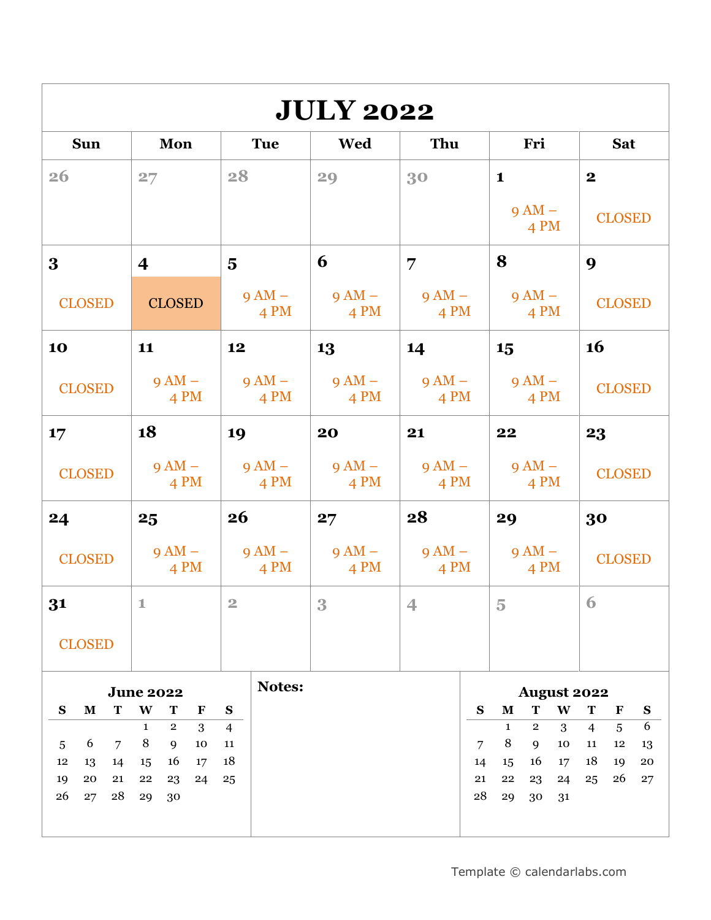# JULY 2022

| Sun | Mon | Tue | Wed | Thu | Fri | Sat |
|---|---|---|---|---|---|---|
| 26 | 27 | 28 | 29 | 30 | 1<br>9 AM – 4 PM | 2<br>CLOSED |
| 3<br>CLOSED | 4<br>CLOSED | 5<br>9 AM – 4 PM | 6<br>9 AM – 4 PM | 7<br>9 AM – 4 PM | 8<br>9 AM – 4 PM | 9<br>CLOSED |
| 10<br>CLOSED | 11<br>9 AM – 4 PM | 12<br>9 AM – 4 PM | 13<br>9 AM – 4 PM | 14<br>9 AM – 4 PM | 15<br>9 AM – 4 PM | 16<br>CLOSED |
| 17<br>CLOSED | 18<br>9 AM – 4 PM | 19<br>9 AM – 4 PM | 20<br>9 AM – 4 PM | 21<br>9 AM – 4 PM | 22<br>9 AM – 4 PM | 23<br>CLOSED |
| 24<br>CLOSED | 25<br>9 AM – 4 PM | 26<br>9 AM – 4 PM | 27<br>9 AM – 4 PM | 28<br>9 AM – 4 PM | 29<br>9 AM – 4 PM | 30<br>CLOSED |
| 31<br>CLOSED | 1 | 2 | 3 | 4 | 5 | 6 |

**June 2022**

| S | M | T | W | T | F | S |
|---|---|---|---|---|---|---|
| | | | 1 | 2 | 3 | 4 |
| 5 | 6 | 7 | 8 | 9 | 10 | 11 |
| 12 | 13 | 14 | 15 | 16 | 17 | 18 |
| 19 | 20 | 21 | 22 | 23 | 24 | 25 |
| 26 | 27 | 28 | 29 | 30 | | |

**Notes:**

**August 2022**

| S | M | T | W | T | F | S |
|---|---|---|---|---|---|---|
| | 1 | 2 | 3 | 4 | 5 | 6 |
| 7 | 8 | 9 | 10 | 11 | 12 | 13 |
| 14 | 15 | 16 | 17 | 18 | 19 | 20 |
| 21 | 22 | 23 | 24 | 25 | 26 | 27 |
| 28 | 29 | 30 | 31 | | | |

Template © calendarlabs.com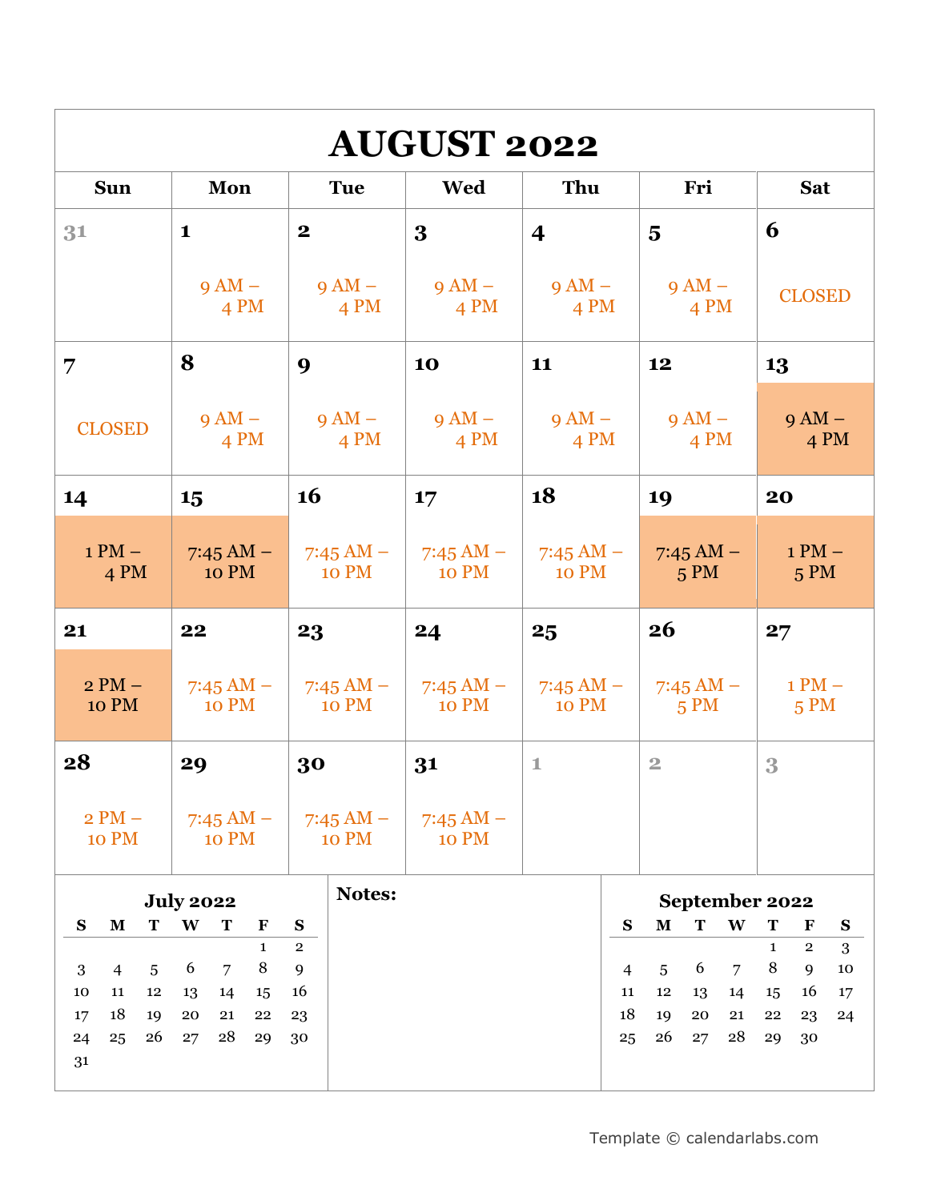# AUGUST 2022

| Sun | Mon | Tue | Wed | Thu | Fri | Sat |
|---|---|---|---|---|---|---|
| 31 | 1<br>9 AM – 4 PM | 2<br>9 AM – 4 PM | 3<br>9 AM – 4 PM | 4<br>9 AM – 4 PM | 5<br>9 AM – 4 PM | 6<br>CLOSED |
| 7<br>CLOSED | 8<br>9 AM – 4 PM | 9<br>9 AM – 4 PM | 10<br>9 AM – 4 PM | 11<br>9 AM – 4 PM | 12<br>9 AM – 4 PM | 13<br>9 AM – 4 PM |
| 14<br>1 PM – 4 PM | 15<br>7:45 AM – 10 PM | 16<br>7:45 AM – 10 PM | 17<br>7:45 AM – 10 PM | 18<br>7:45 AM – 10 PM | 19<br>7:45 AM – 5 PM | 20<br>1 PM – 5 PM |
| 21<br>2 PM – 10 PM | 22<br>7:45 AM – 10 PM | 23<br>7:45 AM – 10 PM | 24<br>7:45 AM – 10 PM | 25<br>7:45 AM – 10 PM | 26<br>7:45 AM – 5 PM | 27<br>1 PM – 5 PM |
| 28<br>2 PM – 10 PM | 29<br>7:45 AM – 10 PM | 30<br>7:45 AM – 10 PM | 31<br>7:45 AM – 10 PM | 1 | 2 | 3 |

**July 2022**

| S | M | T | W | T | F | S |
|---|---|---|---|---|---|---|
| | | | | | 1 | 2 |
| 3 | 4 | 5 | 6 | 7 | 8 | 9 |
| 10 | 11 | 12 | 13 | 14 | 15 | 16 |
| 17 | 18 | 19 | 20 | 21 | 22 | 23 |
| 24 | 25 | 26 | 27 | 28 | 29 | 30 |
| 31 | | | | | | |

**Notes:**

**September 2022**

| S | M | T | W | T | F | S |
|---|---|---|---|---|---|---|
| | | | | 1 | 2 | 3 |
| 4 | 5 | 6 | 7 | 8 | 9 | 10 |
| 11 | 12 | 13 | 14 | 15 | 16 | 17 |
| 18 | 19 | 20 | 21 | 22 | 23 | 24 |
| 25 | 26 | 27 | 28 | 29 | 30 | |

Template © calendarlabs.com